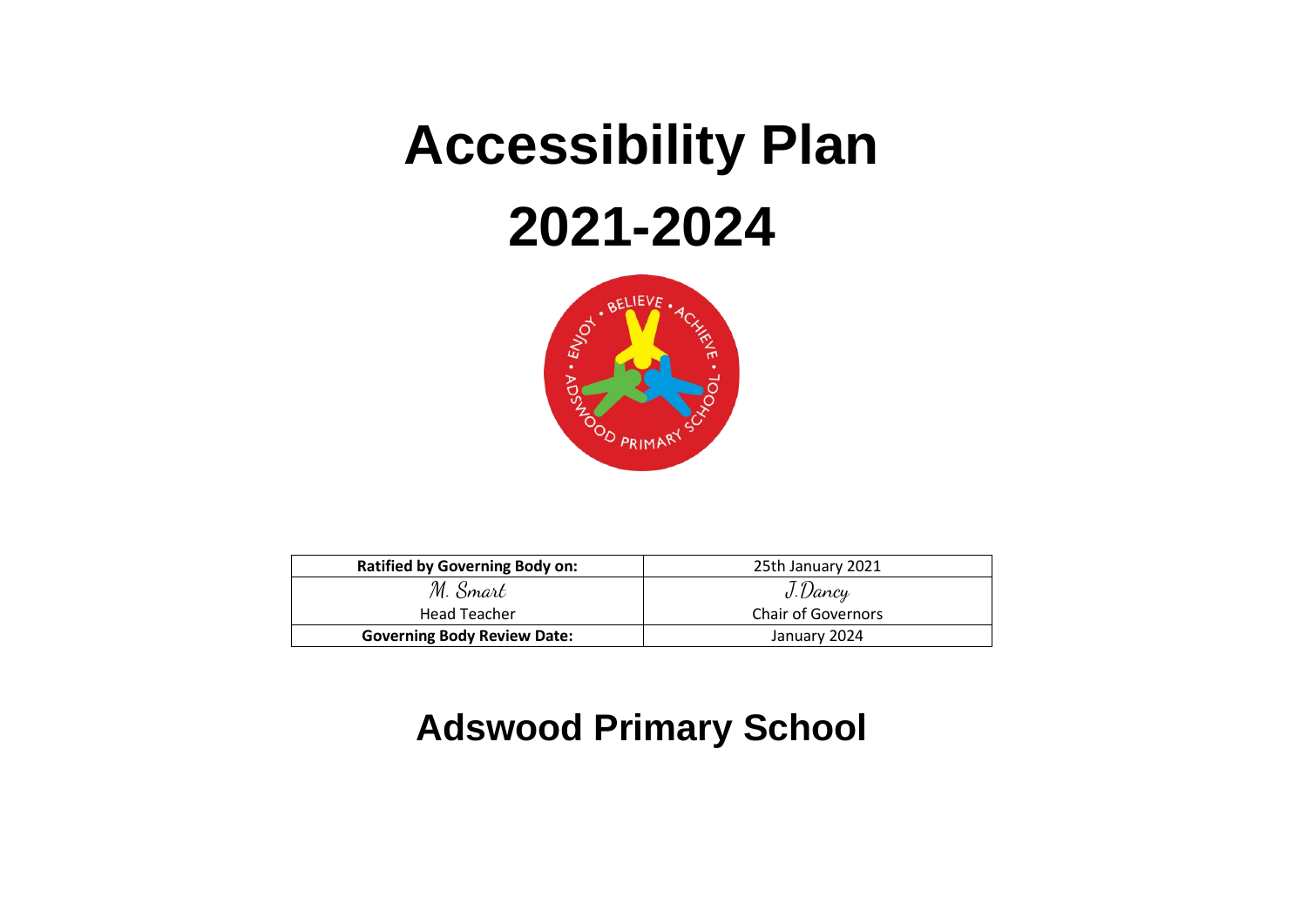# Accessibility Plan

# 2021-2024

| Ratified by Governing Body on: | 25th January 2021 |
|---|---|
| M. Smart<br>Head Teacher | J.Dancy<br>Chair of Governors |
| **Governing Body Review Date:** | January 2024 |

## Adswood Primary School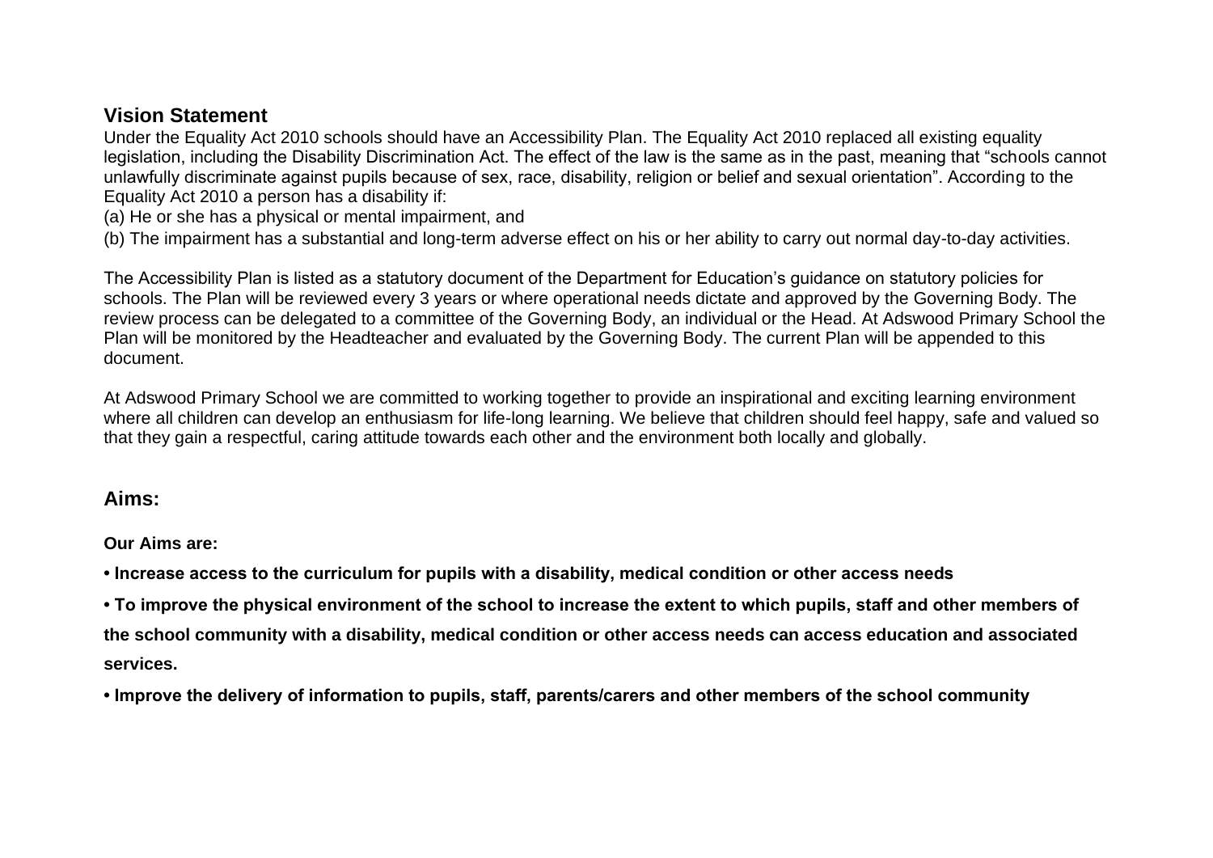## Vision Statement

Under the Equality Act 2010 schools should have an Accessibility Plan. The Equality Act 2010 replaced all existing equality legislation, including the Disability Discrimination Act. The effect of the law is the same as in the past, meaning that "schools cannot unlawfully discriminate against pupils because of sex, race, disability, religion or belief and sexual orientation". According to the Equality Act 2010 a person has a disability if:

(a) He or she has a physical or mental impairment, and

(b) The impairment has a substantial and long-term adverse effect on his or her ability to carry out normal day-to-day activities.

The Accessibility Plan is listed as a statutory document of the Department for Education's guidance on statutory policies for schools. The Plan will be reviewed every 3 years or where operational needs dictate and approved by the Governing Body. The review process can be delegated to a committee of the Governing Body, an individual or the Head. At Adswood Primary School the Plan will be monitored by the Headteacher and evaluated by the Governing Body. The current Plan will be appended to this document.

At Adswood Primary School we are committed to working together to provide an inspirational and exciting learning environment where all children can develop an enthusiasm for life-long learning. We believe that children should feel happy, safe and valued so that they gain a respectful, caring attitude towards each other and the environment both locally and globally.

## Aims:

**Our Aims are:**

- **Increase access to the curriculum for pupils with a disability, medical condition or other access needs**
- **To improve the physical environment of the school to increase the extent to which pupils, staff and other members of the school community with a disability, medical condition or other access needs can access education and associated services.**
- **Improve the delivery of information to pupils, staff, parents/carers and other members of the school community**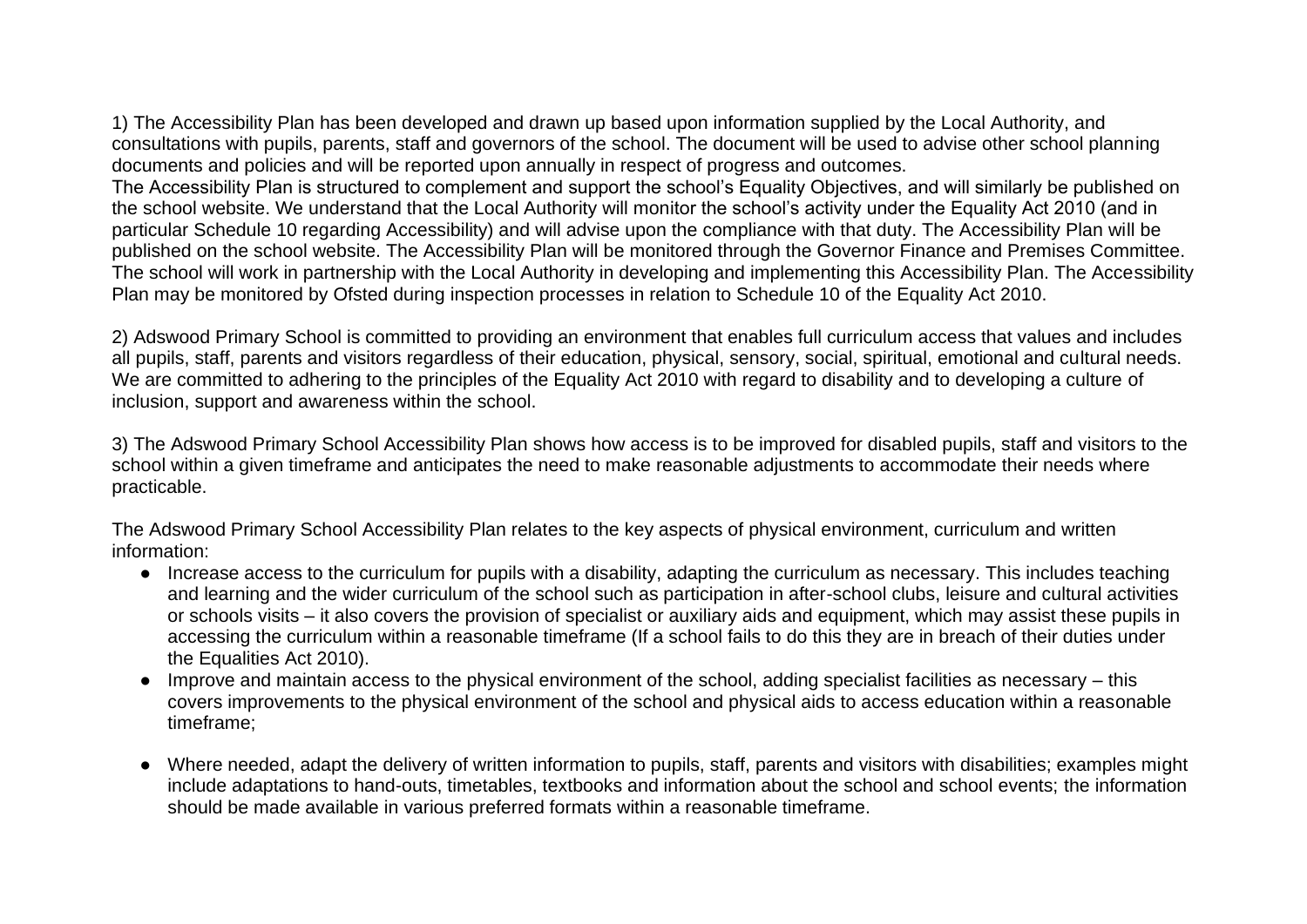1) The Accessibility Plan has been developed and drawn up based upon information supplied by the Local Authority, and consultations with pupils, parents, staff and governors of the school. The document will be used to advise other school planning documents and policies and will be reported upon annually in respect of progress and outcomes.
The Accessibility Plan is structured to complement and support the school's Equality Objectives, and will similarly be published on the school website. We understand that the Local Authority will monitor the school's activity under the Equality Act 2010 (and in particular Schedule 10 regarding Accessibility) and will advise upon the compliance with that duty. The Accessibility Plan will be published on the school website. The Accessibility Plan will be monitored through the Governor Finance and Premises Committee. The school will work in partnership with the Local Authority in developing and implementing this Accessibility Plan. The Accessibility Plan may be monitored by Ofsted during inspection processes in relation to Schedule 10 of the Equality Act 2010.

2) Adswood Primary School is committed to providing an environment that enables full curriculum access that values and includes all pupils, staff, parents and visitors regardless of their education, physical, sensory, social, spiritual, emotional and cultural needs. We are committed to adhering to the principles of the Equality Act 2010 with regard to disability and to developing a culture of inclusion, support and awareness within the school.

3) The Adswood Primary School Accessibility Plan shows how access is to be improved for disabled pupils, staff and visitors to the school within a given timeframe and anticipates the need to make reasonable adjustments to accommodate their needs where practicable.

The Adswood Primary School Accessibility Plan relates to the key aspects of physical environment, curriculum and written information:

- Increase access to the curriculum for pupils with a disability, adapting the curriculum as necessary. This includes teaching and learning and the wider curriculum of the school such as participation in after-school clubs, leisure and cultural activities or schools visits – it also covers the provision of specialist or auxiliary aids and equipment, which may assist these pupils in accessing the curriculum within a reasonable timeframe (If a school fails to do this they are in breach of their duties under the Equalities Act 2010).
- Improve and maintain access to the physical environment of the school, adding specialist facilities as necessary – this covers improvements to the physical environment of the school and physical aids to access education within a reasonable timeframe;
- Where needed, adapt the delivery of written information to pupils, staff, parents and visitors with disabilities; examples might include adaptations to hand-outs, timetables, textbooks and information about the school and school events; the information should be made available in various preferred formats within a reasonable timeframe.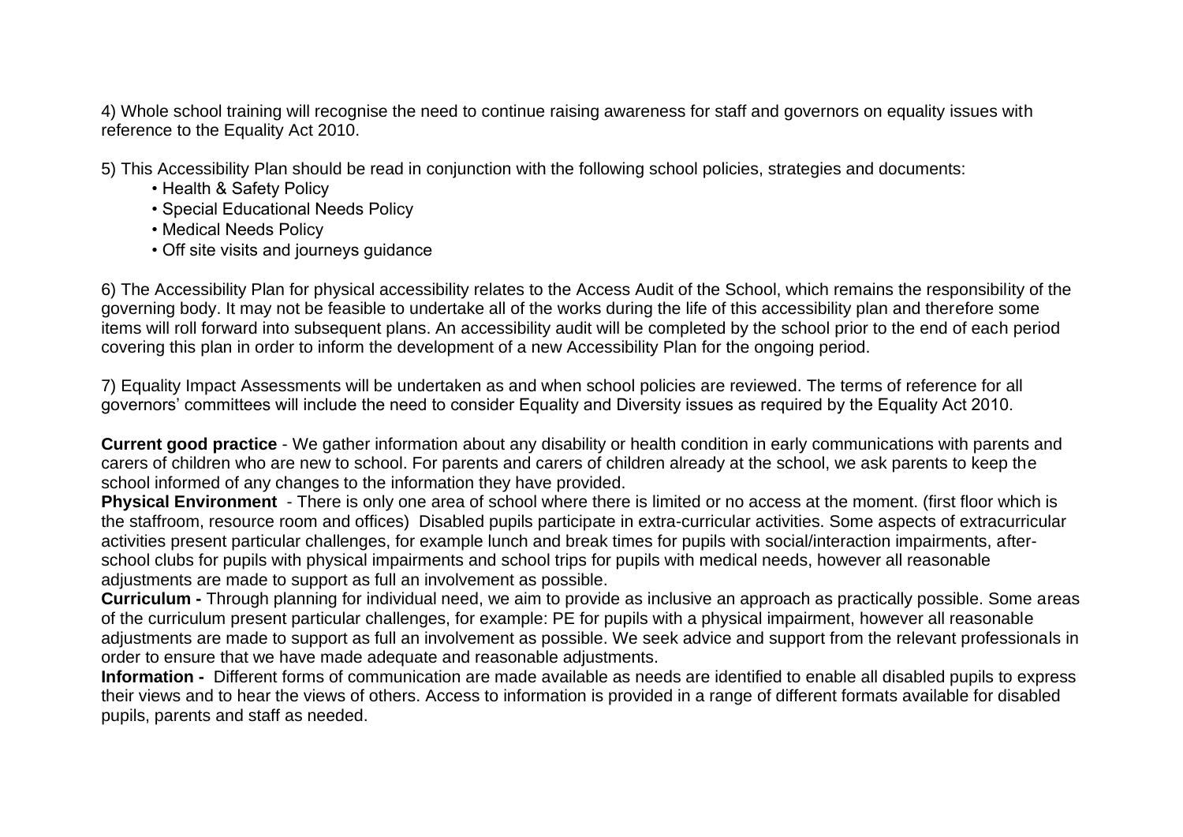4) Whole school training will recognise the need to continue raising awareness for staff and governors on equality issues with reference to the Equality Act 2010.

5) This Accessibility Plan should be read in conjunction with the following school policies, strategies and documents:

- Health & Safety Policy
- Special Educational Needs Policy
- Medical Needs Policy
- Off site visits and journeys guidance

6) The Accessibility Plan for physical accessibility relates to the Access Audit of the School, which remains the responsibility of the governing body. It may not be feasible to undertake all of the works during the life of this accessibility plan and therefore some items will roll forward into subsequent plans. An accessibility audit will be completed by the school prior to the end of each period covering this plan in order to inform the development of a new Accessibility Plan for the ongoing period.

7) Equality Impact Assessments will be undertaken as and when school policies are reviewed. The terms of reference for all governors' committees will include the need to consider Equality and Diversity issues as required by the Equality Act 2010.

**Current good practice** - We gather information about any disability or health condition in early communications with parents and carers of children who are new to school. For parents and carers of children already at the school, we ask parents to keep the school informed of any changes to the information they have provided.

**Physical Environment** - There is only one area of school where there is limited or no access at the moment. (first floor which is the staffroom, resource room and offices) Disabled pupils participate in extra-curricular activities. Some aspects of extracurricular activities present particular challenges, for example lunch and break times for pupils with social/interaction impairments, after-school clubs for pupils with physical impairments and school trips for pupils with medical needs, however all reasonable adjustments are made to support as full an involvement as possible.

**Curriculum -** Through planning for individual need, we aim to provide as inclusive an approach as practically possible. Some areas of the curriculum present particular challenges, for example: PE for pupils with a physical impairment, however all reasonable adjustments are made to support as full an involvement as possible. We seek advice and support from the relevant professionals in order to ensure that we have made adequate and reasonable adjustments.

**Information -** Different forms of communication are made available as needs are identified to enable all disabled pupils to express their views and to hear the views of others. Access to information is provided in a range of different formats available for disabled pupils, parents and staff as needed.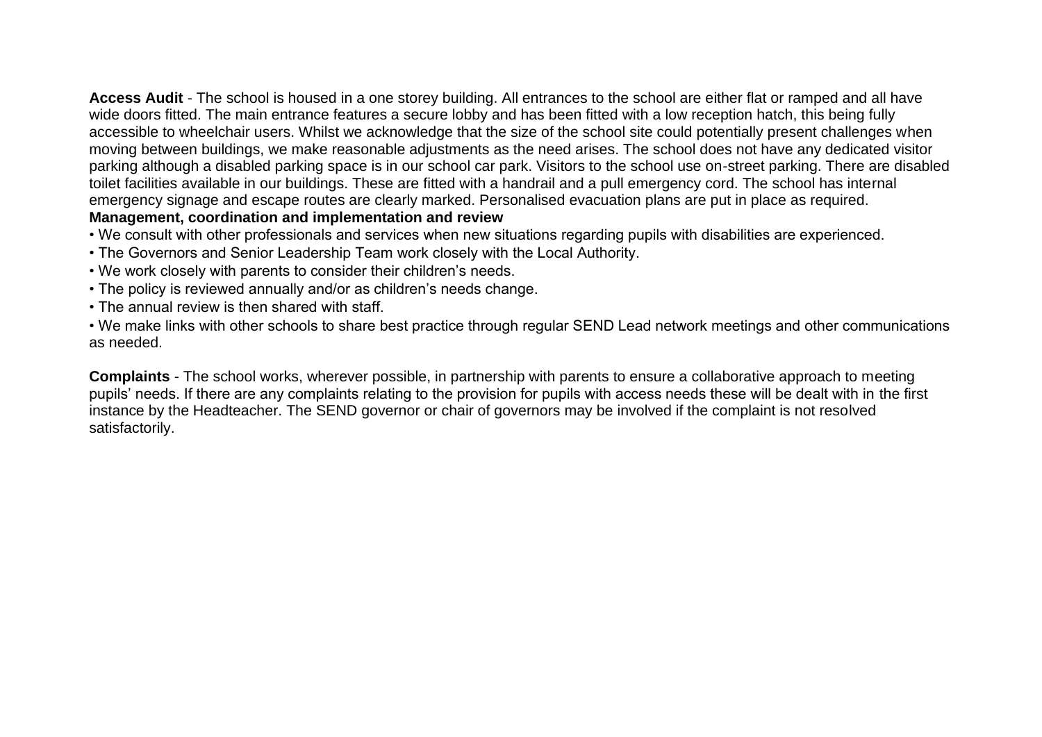**Access Audit** - The school is housed in a one storey building. All entrances to the school are either flat or ramped and all have wide doors fitted. The main entrance features a secure lobby and has been fitted with a low reception hatch, this being fully accessible to wheelchair users. Whilst we acknowledge that the size of the school site could potentially present challenges when moving between buildings, we make reasonable adjustments as the need arises. The school does not have any dedicated visitor parking although a disabled parking space is in our school car park. Visitors to the school use on-street parking. There are disabled toilet facilities available in our buildings. These are fitted with a handrail and a pull emergency cord. The school has internal emergency signage and escape routes are clearly marked. Personalised evacuation plans are put in place as required.

**Management, coordination and implementation and review**

- We consult with other professionals and services when new situations regarding pupils with disabilities are experienced.
- The Governors and Senior Leadership Team work closely with the Local Authority.
- We work closely with parents to consider their children's needs.
- The policy is reviewed annually and/or as children's needs change.
- The annual review is then shared with staff.
- We make links with other schools to share best practice through regular SEND Lead network meetings and other communications as needed.

**Complaints** - The school works, wherever possible, in partnership with parents to ensure a collaborative approach to meeting pupils' needs. If there are any complaints relating to the provision for pupils with access needs these will be dealt with in the first instance by the Headteacher. The SEND governor or chair of governors may be involved if the complaint is not resolved satisfactorily.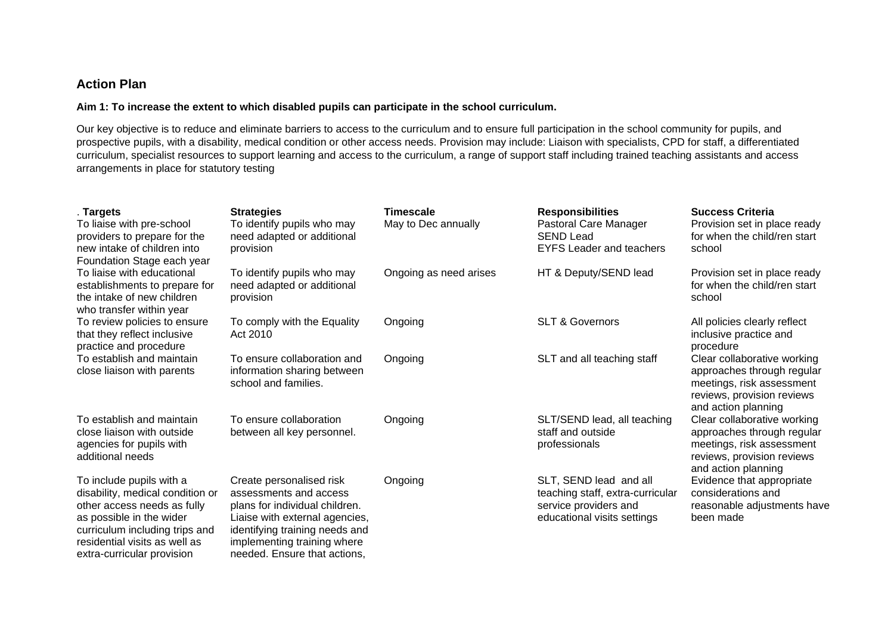## Action Plan

**Aim 1: To increase the extent to which disabled pupils can participate in the school curriculum.**

Our key objective is to reduce and eliminate barriers to access to the curriculum and to ensure full participation in the school community for pupils, and prospective pupils, with a disability, medical condition or other access needs. Provision may include: Liaison with specialists, CPD for staff, a differentiated curriculum, specialist resources to support learning and access to the curriculum, a range of support staff including trained teaching assistants and access arrangements in place for statutory testing

| . **Targets** | **Strategies** | **Timescale** | **Responsibilities** | **Success Criteria** |
|---|---|---|---|---|
| To liaise with pre-school providers to prepare for the new intake of children into Foundation Stage each year | To identify pupils who may need adapted or additional provision | May to Dec annually | Pastoral Care Manager<br>SEND Lead<br>EYFS Leader and teachers | Provision set in place ready for when the child/ren start school |
| To liaise with educational establishments to prepare for the intake of new children who transfer within year | To identify pupils who may need adapted or additional provision | Ongoing as need arises | HT & Deputy/SEND lead | Provision set in place ready for when the child/ren start school |
| To review policies to ensure that they reflect inclusive practice and procedure | To comply with the Equality Act 2010 | Ongoing | SLT & Governors | All policies clearly reflect inclusive practice and procedure |
| To establish and maintain close liaison with parents | To ensure collaboration and information sharing between school and families. | Ongoing | SLT and all teaching staff | Clear collaborative working approaches through regular meetings, risk assessment reviews, provision reviews and action planning |
| To establish and maintain close liaison with outside agencies for pupils with additional needs | To ensure collaboration between all key personnel. | Ongoing | SLT/SEND lead, all teaching staff and outside professionals | Clear collaborative working approaches through regular meetings, risk assessment reviews, provision reviews and action planning |
| To include pupils with a disability, medical condition or other access needs as fully as possible in the wider curriculum including trips and residential visits as well as extra-curricular provision | Create personalised risk assessments and access plans for individual children. Liaise with external agencies, identifying training needs and implementing training where needed. Ensure that actions, | Ongoing | SLT, SEND lead and all teaching staff, extra-curricular service providers and educational visits settings | Evidence that appropriate considerations and reasonable adjustments have been made |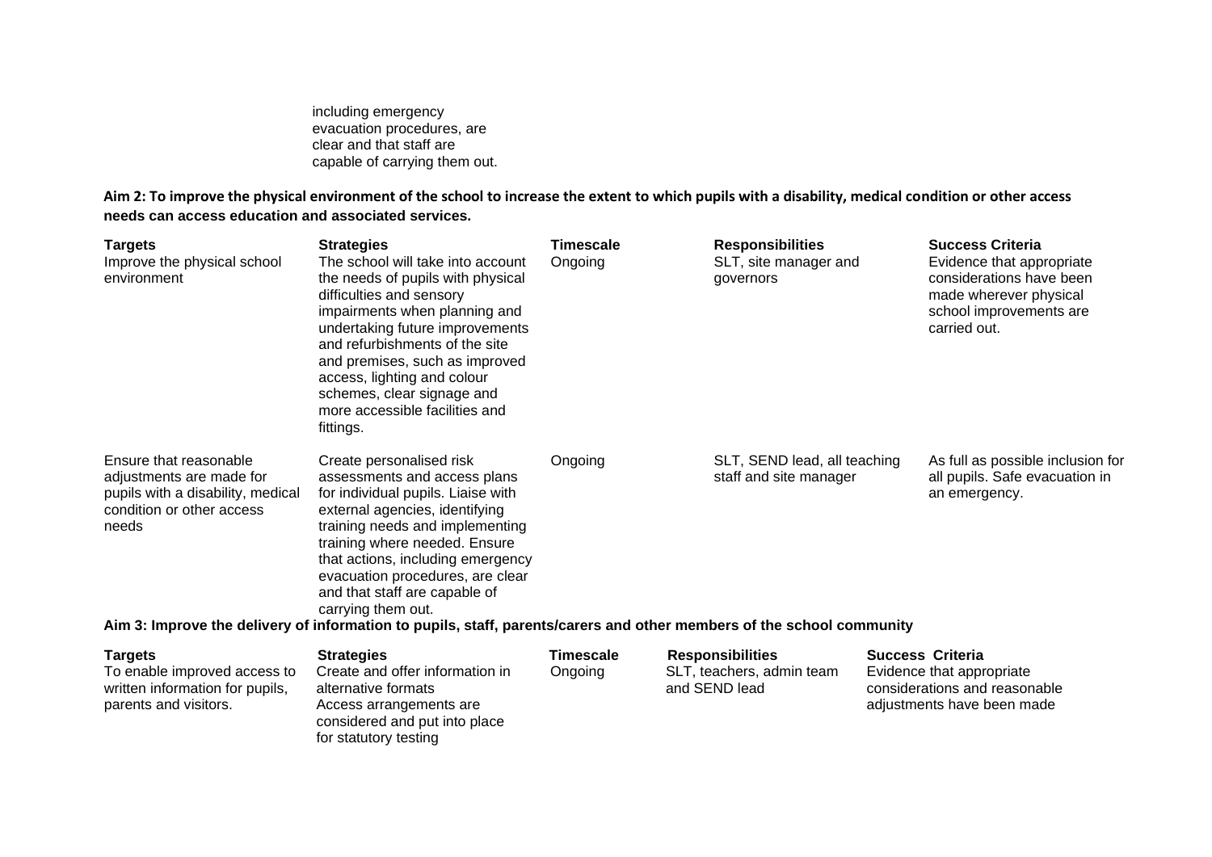including emergency evacuation procedures, are clear and that staff are capable of carrying them out.

**Aim 2: To improve the physical environment of the school to increase the extent to which pupils with a disability, medical condition or other access needs can access education and associated services.**

| Targets | Strategies | Timescale | Responsibilities | Success Criteria |
|---|---|---|---|---|
| Improve the physical school environment | The school will take into account the needs of pupils with physical difficulties and sensory impairments when planning and undertaking future improvements and refurbishments of the site and premises, such as improved access, lighting and colour schemes, clear signage and more accessible facilities and fittings. | Ongoing | SLT, site manager and governors | Evidence that appropriate considerations have been made wherever physical school improvements are carried out. |
| Ensure that reasonable adjustments are made for pupils with a disability, medical condition or other access needs | Create personalised risk assessments and access plans for individual pupils. Liaise with external agencies, identifying training needs and implementing training where needed. Ensure that actions, including emergency evacuation procedures, are clear and that staff are capable of carrying them out. | Ongoing | SLT, SEND lead, all teaching staff and site manager | As full as possible inclusion for all pupils. Safe evacuation in an emergency. |

**Aim 3: Improve the delivery of information to pupils, staff, parents/carers and other members of the school community**

| Targets | Strategies | Timescale | Responsibilities | Success Criteria |
|---|---|---|---|---|
| To enable improved access to written information for pupils, parents and visitors. | Create and offer information in alternative formats<br>Access arrangements are considered and put into place for statutory testing | Ongoing | SLT, teachers, admin team and SEND lead | Evidence that appropriate considerations and reasonable adjustments have been made |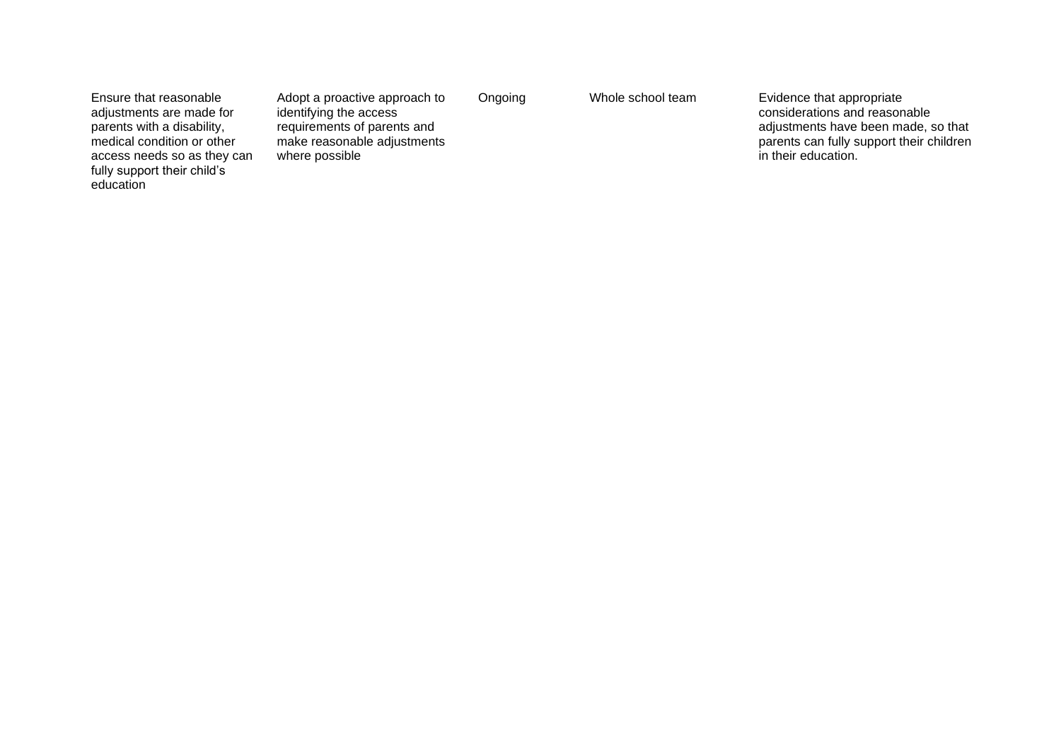| | | | | |
|---|---|---|---|---|
| Ensure that reasonable adjustments are made for parents with a disability, medical condition or other access needs so as they can fully support their child's education | Adopt a proactive approach to identifying the access requirements of parents and make reasonable adjustments where possible | Ongoing | Whole school team | Evidence that appropriate considerations and reasonable adjustments have been made, so that parents can fully support their children in their education. |